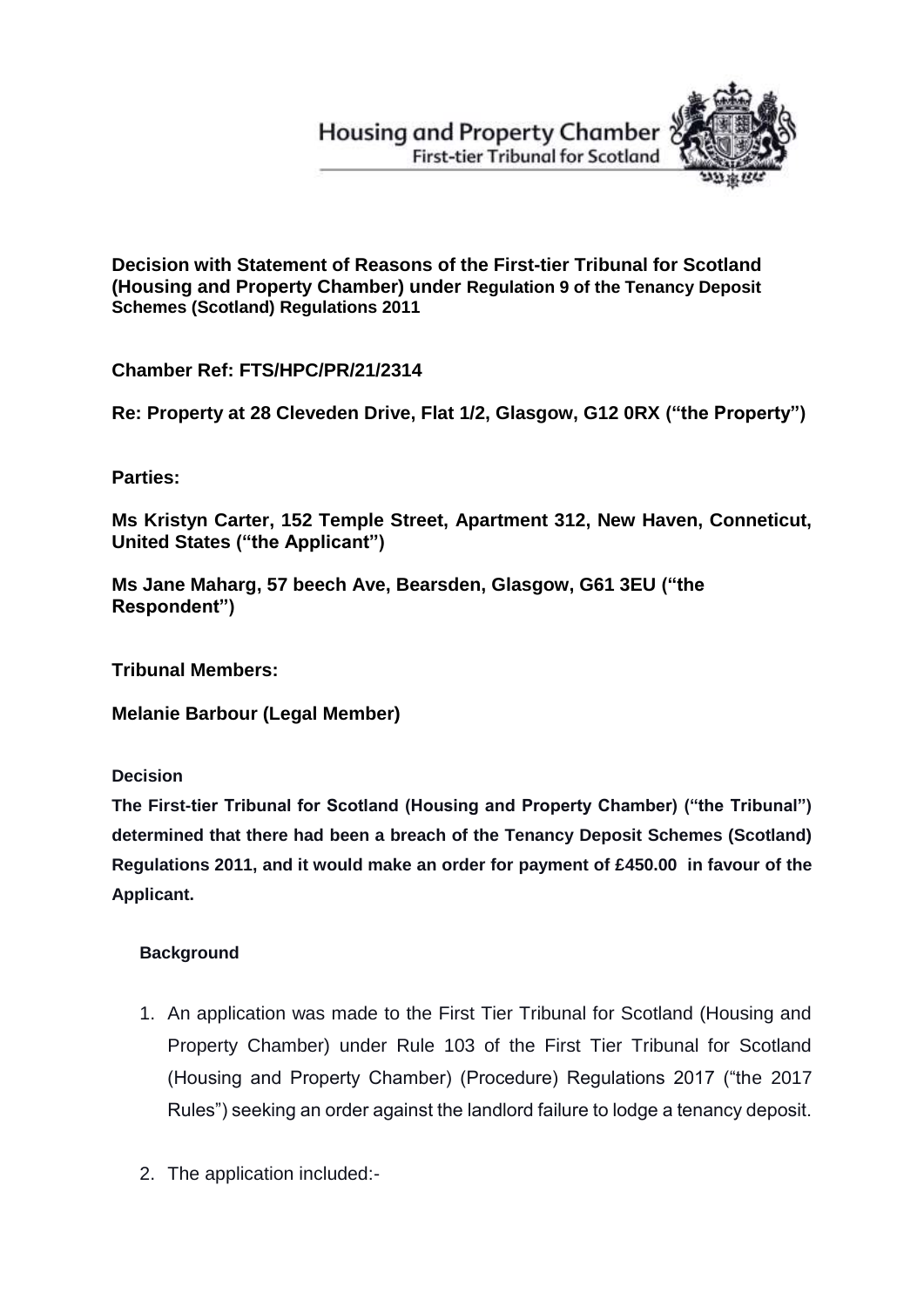Housing and Property Chamber
First-tier Tribunal for Scotland

**Decision with Statement of Reasons of the First-tier Tribunal for Scotland (Housing and Property Chamber) under Regulation 9 of the Tenancy Deposit Schemes (Scotland) Regulations 2011**

**Chamber Ref: FTS/HPC/PR/21/2314**

**Re: Property at 28 Cleveden Drive, Flat 1/2, Glasgow, G12 0RX ("the Property")**

**Parties:**

**Ms Kristyn Carter, 152 Temple Street, Apartment 312, New Haven, Conneticut, United States ("the Applicant")**

**Ms Jane Maharg, 57 beech Ave, Bearsden, Glasgow, G61 3EU ("the Respondent")**

**Tribunal Members:**

**Melanie Barbour (Legal Member)**

**Decision**

**The First-tier Tribunal for Scotland (Housing and Property Chamber) ("the Tribunal") determined that there had been a breach of the Tenancy Deposit Schemes (Scotland) Regulations 2011, and it would make an order for payment of £450.00 in favour of the Applicant.**

**Background**

1. An application was made to the First Tier Tribunal for Scotland (Housing and Property Chamber) under Rule 103 of the First Tier Tribunal for Scotland (Housing and Property Chamber) (Procedure) Regulations 2017 ("the 2017 Rules") seeking an order against the landlord failure to lodge a tenancy deposit.

2. The application included:-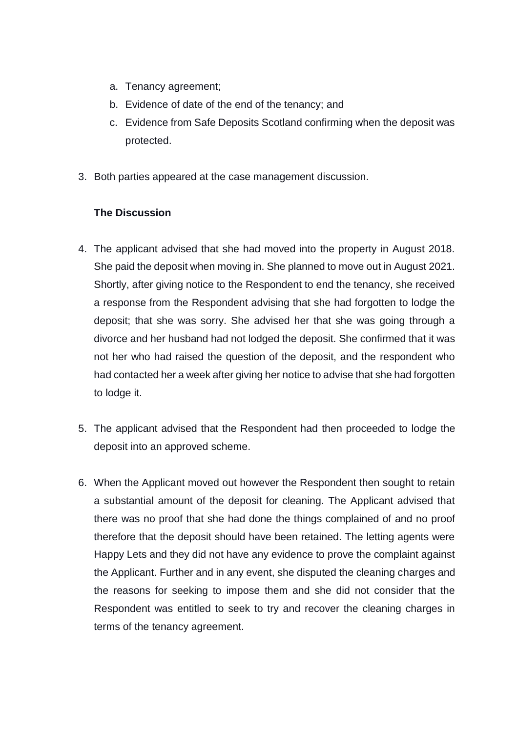a. Tenancy agreement;
b. Evidence of date of the end of the tenancy; and
c. Evidence from Safe Deposits Scotland confirming when the deposit was protected.

3. Both parties appeared at the case management discussion.

**The Discussion**

4. The applicant advised that she had moved into the property in August 2018. She paid the deposit when moving in. She planned to move out in August 2021. Shortly, after giving notice to the Respondent to end the tenancy, she received a response from the Respondent advising that she had forgotten to lodge the deposit; that she was sorry. She advised her that she was going through a divorce and her husband had not lodged the deposit. She confirmed that it was not her who had raised the question of the deposit, and the respondent who had contacted her a week after giving her notice to advise that she had forgotten to lodge it.

5. The applicant advised that the Respondent had then proceeded to lodge the deposit into an approved scheme.

6. When the Applicant moved out however the Respondent then sought to retain a substantial amount of the deposit for cleaning. The Applicant advised that there was no proof that she had done the things complained of and no proof therefore that the deposit should have been retained. The letting agents were Happy Lets and they did not have any evidence to prove the complaint against the Applicant. Further and in any event, she disputed the cleaning charges and the reasons for seeking to impose them and she did not consider that the Respondent was entitled to seek to try and recover the cleaning charges in terms of the tenancy agreement.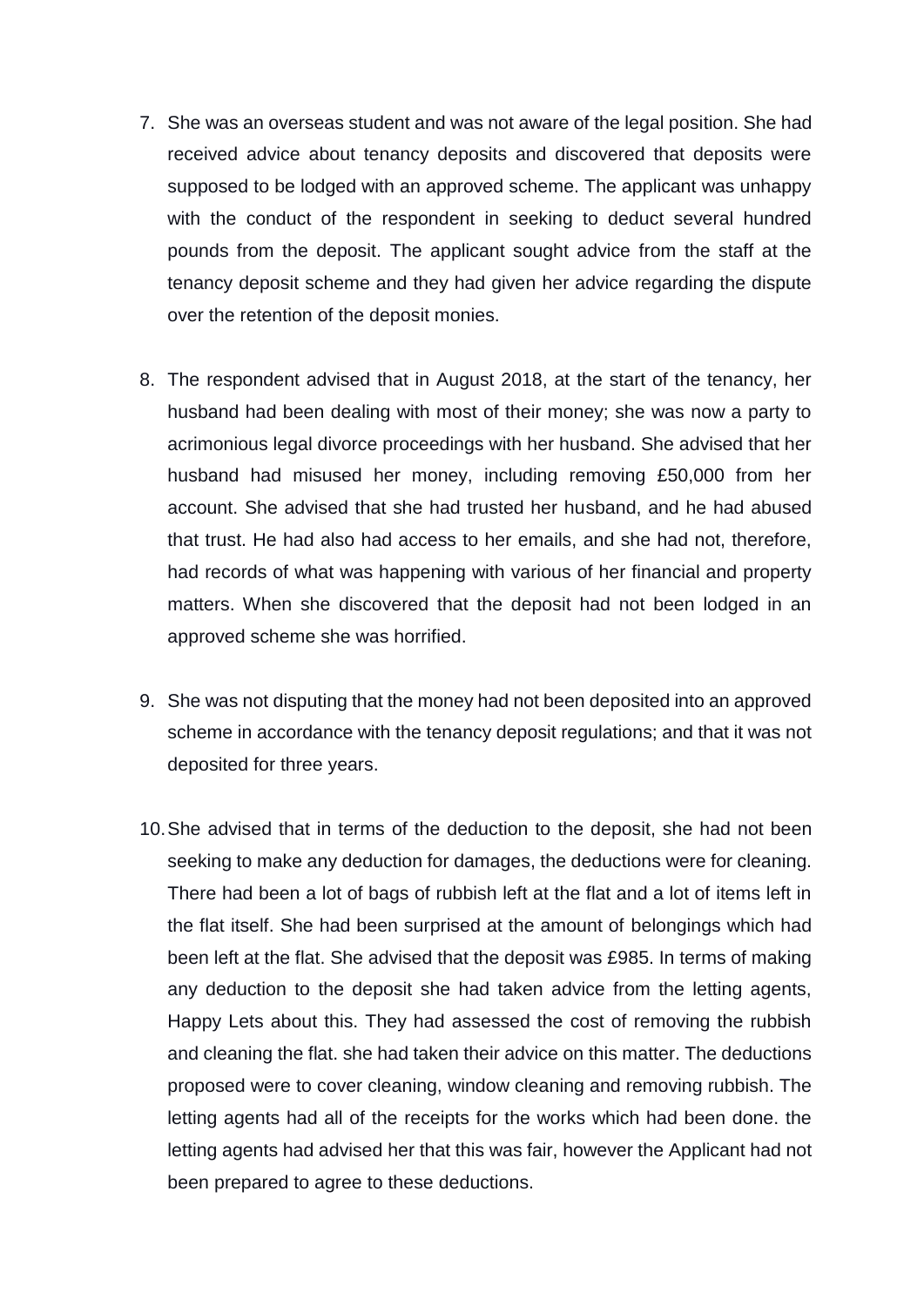7. She was an overseas student and was not aware of the legal position. She had received advice about tenancy deposits and discovered that deposits were supposed to be lodged with an approved scheme. The applicant was unhappy with the conduct of the respondent in seeking to deduct several hundred pounds from the deposit. The applicant sought advice from the staff at the tenancy deposit scheme and they had given her advice regarding the dispute over the retention of the deposit monies.

8. The respondent advised that in August 2018, at the start of the tenancy, her husband had been dealing with most of their money; she was now a party to acrimonious legal divorce proceedings with her husband. She advised that her husband had misused her money, including removing £50,000 from her account. She advised that she had trusted her husband, and he had abused that trust. He had also had access to her emails, and she had not, therefore, had records of what was happening with various of her financial and property matters. When she discovered that the deposit had not been lodged in an approved scheme she was horrified.

9. She was not disputing that the money had not been deposited into an approved scheme in accordance with the tenancy deposit regulations; and that it was not deposited for three years.

10. She advised that in terms of the deduction to the deposit, she had not been seeking to make any deduction for damages, the deductions were for cleaning. There had been a lot of bags of rubbish left at the flat and a lot of items left in the flat itself. She had been surprised at the amount of belongings which had been left at the flat. She advised that the deposit was £985. In terms of making any deduction to the deposit she had taken advice from the letting agents, Happy Lets about this. They had assessed the cost of removing the rubbish and cleaning the flat. she had taken their advice on this matter. The deductions proposed were to cover cleaning, window cleaning and removing rubbish. The letting agents had all of the receipts for the works which had been done. the letting agents had advised her that this was fair, however the Applicant had not been prepared to agree to these deductions.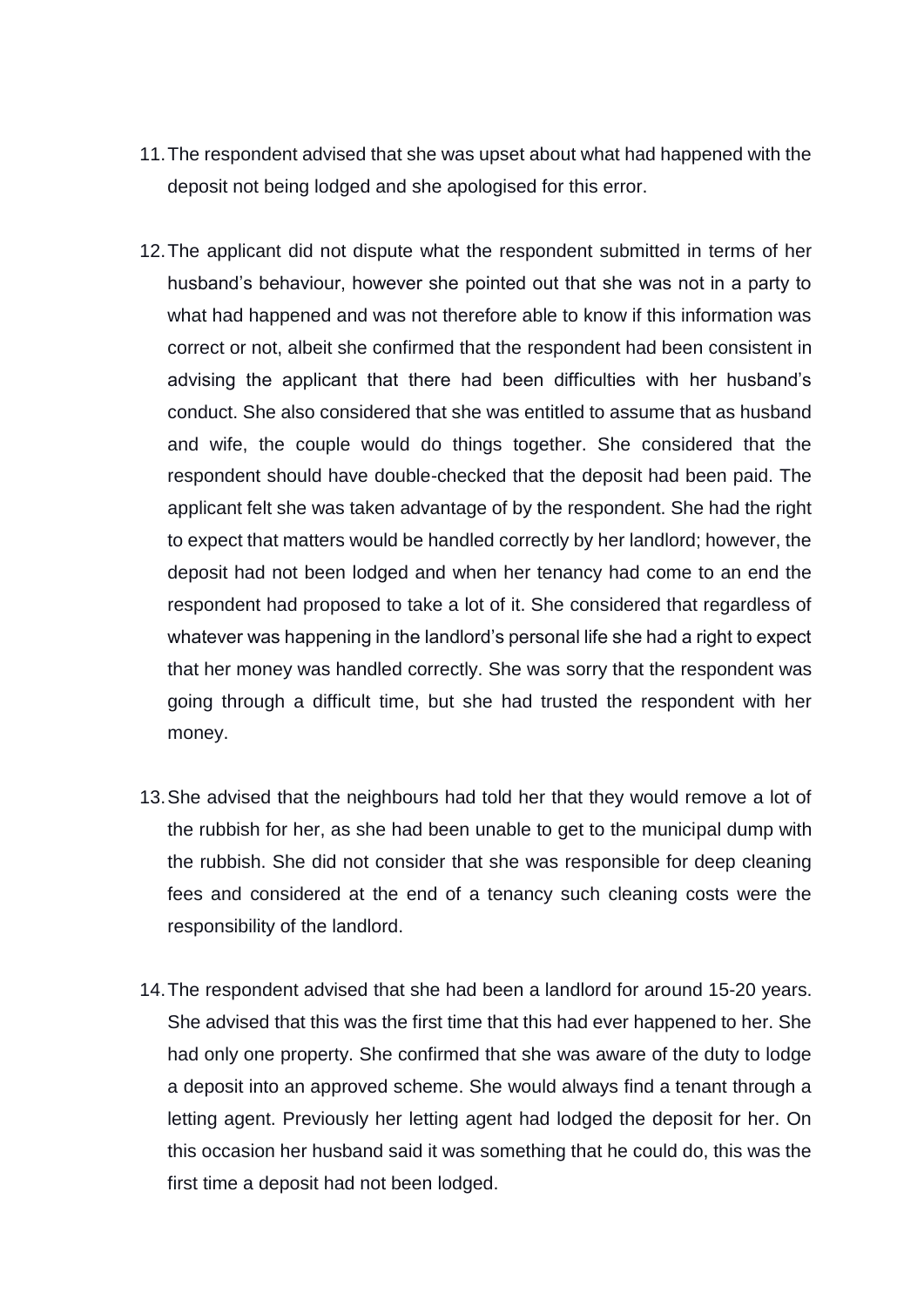11. The respondent advised that she was upset about what had happened with the deposit not being lodged and she apologised for this error.

12. The applicant did not dispute what the respondent submitted in terms of her husband's behaviour, however she pointed out that she was not in a party to what had happened and was not therefore able to know if this information was correct or not, albeit she confirmed that the respondent had been consistent in advising the applicant that there had been difficulties with her husband's conduct. She also considered that she was entitled to assume that as husband and wife, the couple would do things together. She considered that the respondent should have double-checked that the deposit had been paid. The applicant felt she was taken advantage of by the respondent. She had the right to expect that matters would be handled correctly by her landlord; however, the deposit had not been lodged and when her tenancy had come to an end the respondent had proposed to take a lot of it. She considered that regardless of whatever was happening in the landlord's personal life she had a right to expect that her money was handled correctly. She was sorry that the respondent was going through a difficult time, but she had trusted the respondent with her money.

13. She advised that the neighbours had told her that they would remove a lot of the rubbish for her, as she had been unable to get to the municipal dump with the rubbish. She did not consider that she was responsible for deep cleaning fees and considered at the end of a tenancy such cleaning costs were the responsibility of the landlord.

14. The respondent advised that she had been a landlord for around 15-20 years. She advised that this was the first time that this had ever happened to her. She had only one property. She confirmed that she was aware of the duty to lodge a deposit into an approved scheme. She would always find a tenant through a letting agent. Previously her letting agent had lodged the deposit for her. On this occasion her husband said it was something that he could do, this was the first time a deposit had not been lodged.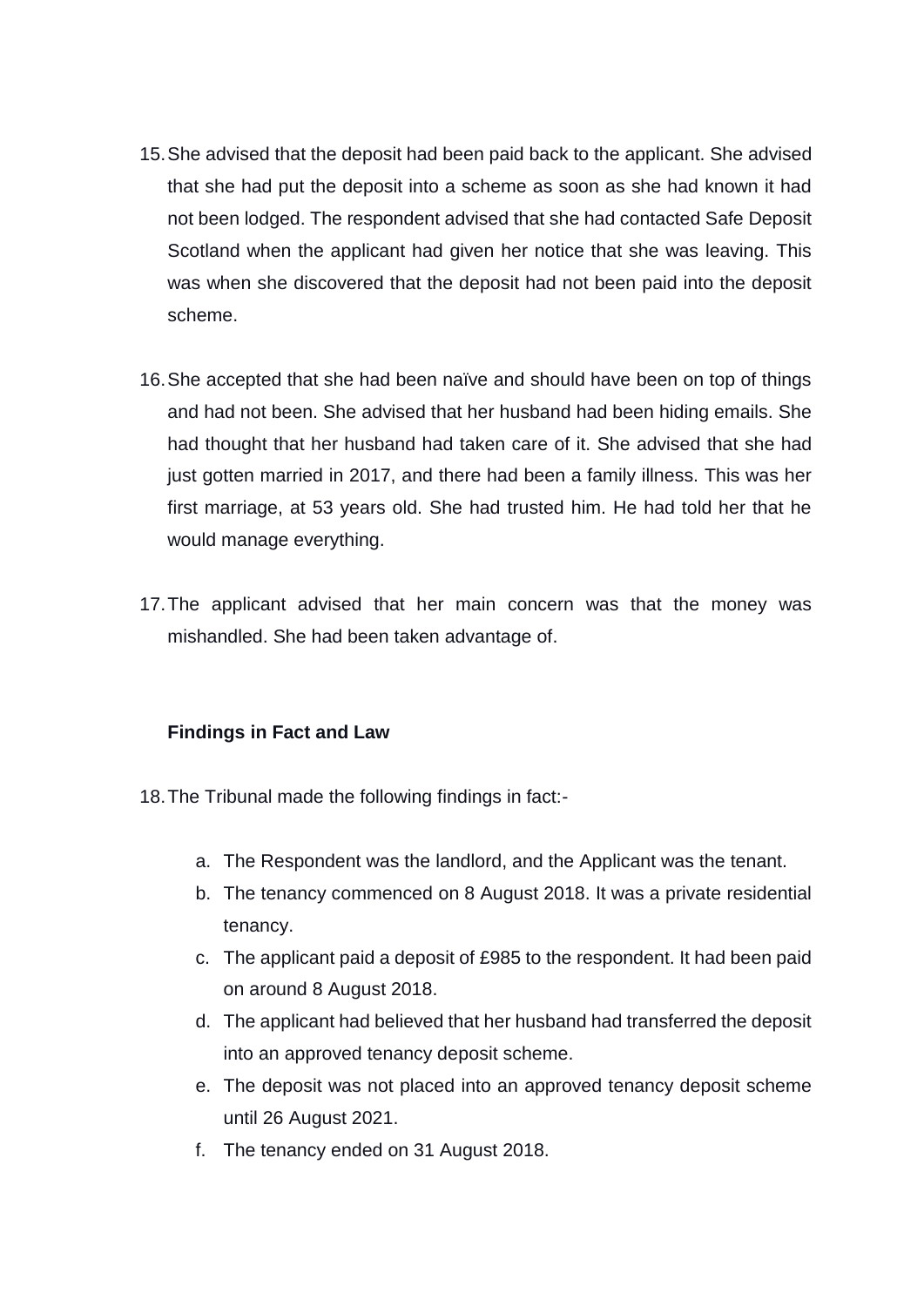15. She advised that the deposit had been paid back to the applicant. She advised that she had put the deposit into a scheme as soon as she had known it had not been lodged. The respondent advised that she had contacted Safe Deposit Scotland when the applicant had given her notice that she was leaving. This was when she discovered that the deposit had not been paid into the deposit scheme.

16. She accepted that she had been naïve and should have been on top of things and had not been. She advised that her husband had been hiding emails. She had thought that her husband had taken care of it. She advised that she had just gotten married in 2017, and there had been a family illness. This was her first marriage, at 53 years old. She had trusted him. He had told her that he would manage everything.

17. The applicant advised that her main concern was that the money was mishandled. She had been taken advantage of.

**Findings in Fact and Law**

18. The Tribunal made the following findings in fact:-

    a. The Respondent was the landlord, and the Applicant was the tenant.
    b. The tenancy commenced on 8 August 2018. It was a private residential tenancy.
    c. The applicant paid a deposit of £985 to the respondent. It had been paid on around 8 August 2018.
    d. The applicant had believed that her husband had transferred the deposit into an approved tenancy deposit scheme.
    e. The deposit was not placed into an approved tenancy deposit scheme until 26 August 2021.
    f. The tenancy ended on 31 August 2018.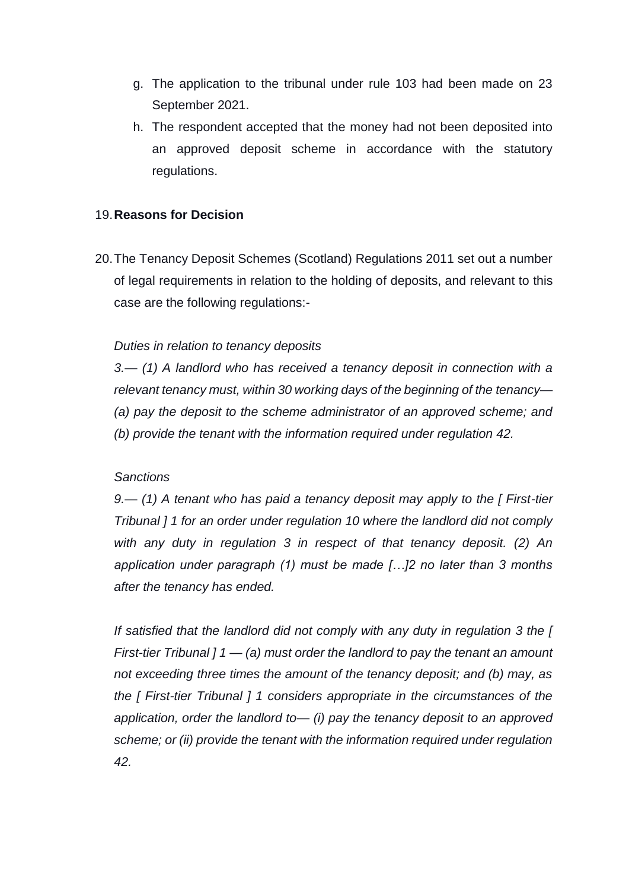g. The application to the tribunal under rule 103 had been made on 23 September 2021.

h. The respondent accepted that the money had not been deposited into an approved deposit scheme in accordance with the statutory regulations.

19. **Reasons for Decision**

20. The Tenancy Deposit Schemes (Scotland) Regulations 2011 set out a number of legal requirements in relation to the holding of deposits, and relevant to this case are the following regulations:-

*Duties in relation to tenancy deposits*

*3.— (1) A landlord who has received a tenancy deposit in connection with a relevant tenancy must, within 30 working days of the beginning of the tenancy— (a) pay the deposit to the scheme administrator of an approved scheme; and (b) provide the tenant with the information required under regulation 42.*

*Sanctions*

*9.— (1) A tenant who has paid a tenancy deposit may apply to the [ First-tier Tribunal ] 1 for an order under regulation 10 where the landlord did not comply with any duty in regulation 3 in respect of that tenancy deposit. (2) An application under paragraph (1) must be made […]2 no later than 3 months after the tenancy has ended.*

*If satisfied that the landlord did not comply with any duty in regulation 3 the [ First-tier Tribunal ] 1 — (a) must order the landlord to pay the tenant an amount not exceeding three times the amount of the tenancy deposit; and (b) may, as the [ First-tier Tribunal ] 1 considers appropriate in the circumstances of the application, order the landlord to— (i) pay the tenancy deposit to an approved scheme; or (ii) provide the tenant with the information required under regulation 42.*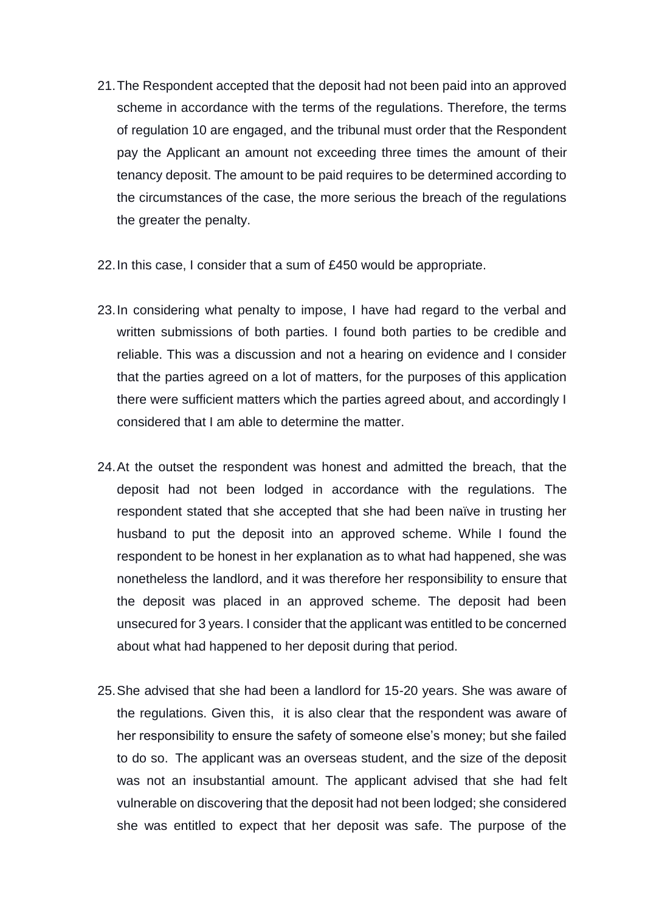21. The Respondent accepted that the deposit had not been paid into an approved scheme in accordance with the terms of the regulations. Therefore, the terms of regulation 10 are engaged, and the tribunal must order that the Respondent pay the Applicant an amount not exceeding three times the amount of their tenancy deposit. The amount to be paid requires to be determined according to the circumstances of the case, the more serious the breach of the regulations the greater the penalty.

22. In this case, I consider that a sum of £450 would be appropriate.

23. In considering what penalty to impose, I have had regard to the verbal and written submissions of both parties. I found both parties to be credible and reliable. This was a discussion and not a hearing on evidence and I consider that the parties agreed on a lot of matters, for the purposes of this application there were sufficient matters which the parties agreed about, and accordingly I considered that I am able to determine the matter.

24. At the outset the respondent was honest and admitted the breach, that the deposit had not been lodged in accordance with the regulations. The respondent stated that she accepted that she had been naïve in trusting her husband to put the deposit into an approved scheme. While I found the respondent to be honest in her explanation as to what had happened, she was nonetheless the landlord, and it was therefore her responsibility to ensure that the deposit was placed in an approved scheme. The deposit had been unsecured for 3 years. I consider that the applicant was entitled to be concerned about what had happened to her deposit during that period.

25. She advised that she had been a landlord for 15-20 years. She was aware of the regulations. Given this, it is also clear that the respondent was aware of her responsibility to ensure the safety of someone else's money; but she failed to do so. The applicant was an overseas student, and the size of the deposit was not an insubstantial amount. The applicant advised that she had felt vulnerable on discovering that the deposit had not been lodged; she considered she was entitled to expect that her deposit was safe. The purpose of the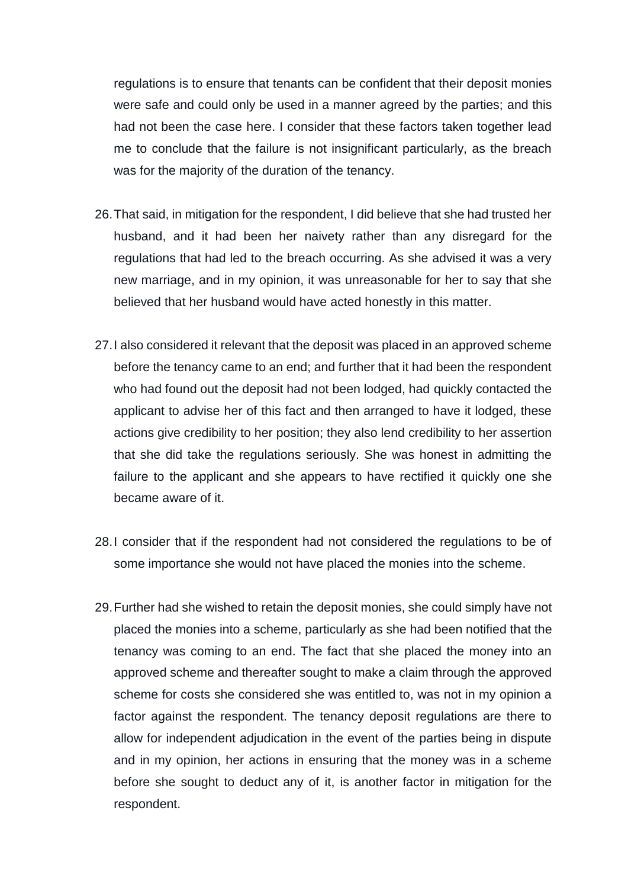regulations is to ensure that tenants can be confident that their deposit monies were safe and could only be used in a manner agreed by the parties; and this had not been the case here. I consider that these factors taken together lead me to conclude that the failure is not insignificant particularly, as the breach was for the majority of the duration of the tenancy.

26. That said, in mitigation for the respondent, I did believe that she had trusted her husband, and it had been her naivety rather than any disregard for the regulations that had led to the breach occurring. As she advised it was a very new marriage, and in my opinion, it was unreasonable for her to say that she believed that her husband would have acted honestly in this matter.

27. I also considered it relevant that the deposit was placed in an approved scheme before the tenancy came to an end; and further that it had been the respondent who had found out the deposit had not been lodged, had quickly contacted the applicant to advise her of this fact and then arranged to have it lodged, these actions give credibility to her position; they also lend credibility to her assertion that she did take the regulations seriously. She was honest in admitting the failure to the applicant and she appears to have rectified it quickly one she became aware of it.

28. I consider that if the respondent had not considered the regulations to be of some importance she would not have placed the monies into the scheme.

29. Further had she wished to retain the deposit monies, she could simply have not placed the monies into a scheme, particularly as she had been notified that the tenancy was coming to an end. The fact that she placed the money into an approved scheme and thereafter sought to make a claim through the approved scheme for costs she considered she was entitled to, was not in my opinion a factor against the respondent. The tenancy deposit regulations are there to allow for independent adjudication in the event of the parties being in dispute and in my opinion, her actions in ensuring that the money was in a scheme before she sought to deduct any of it, is another factor in mitigation for the respondent.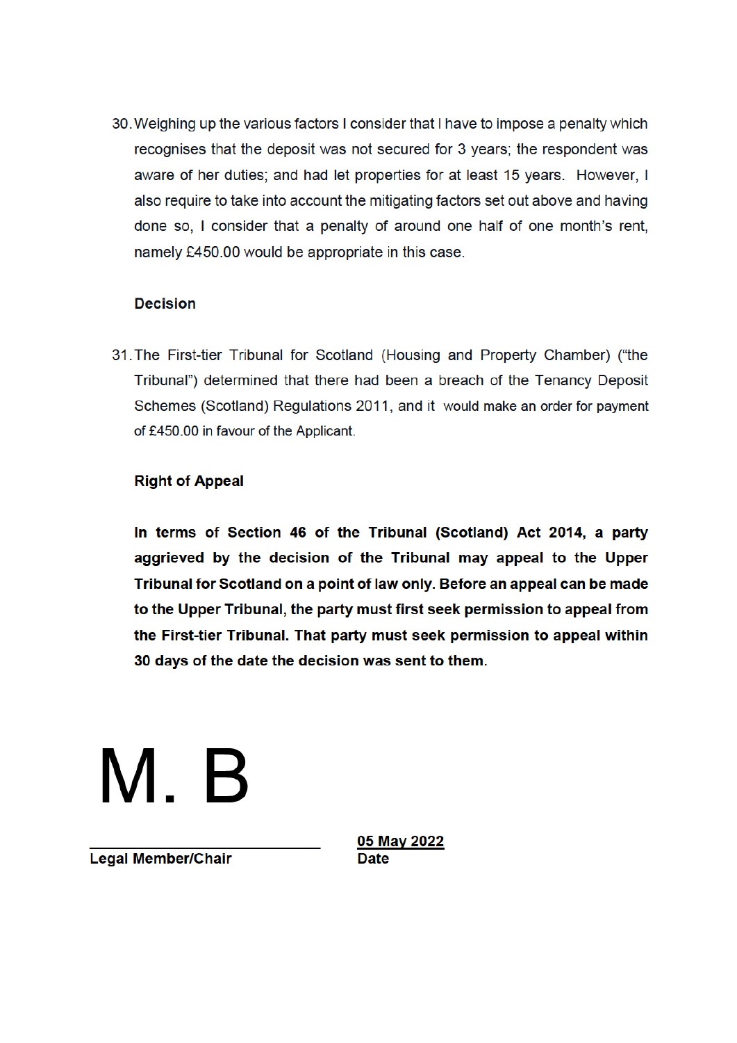30. Weighing up the various factors I consider that I have to impose a penalty which recognises that the deposit was not secured for 3 years; the respondent was aware of her duties; and had let properties for at least 15 years. However, I also require to take into account the mitigating factors set out above and having done so, I consider that a penalty of around one half of one month's rent, namely £450.00 would be appropriate in this case.

**Decision**

31. The First-tier Tribunal for Scotland (Housing and Property Chamber) ("the Tribunal") determined that there had been a breach of the Tenancy Deposit Schemes (Scotland) Regulations 2011, and it would make an order for payment of £450.00 in favour of the Applicant.

**Right of Appeal**

**In terms of Section 46 of the Tribunal (Scotland) Act 2014, a party aggrieved by the decision of the Tribunal may appeal to the Upper Tribunal for Scotland on a point of law only. Before an appeal can be made to the Upper Tribunal, the party must first seek permission to appeal from the First-tier Tribunal. That party must seek permission to appeal within 30 days of the date the decision was sent to them.**

M. B

**Legal Member/Chair**

**05 May 2022**
**Date**